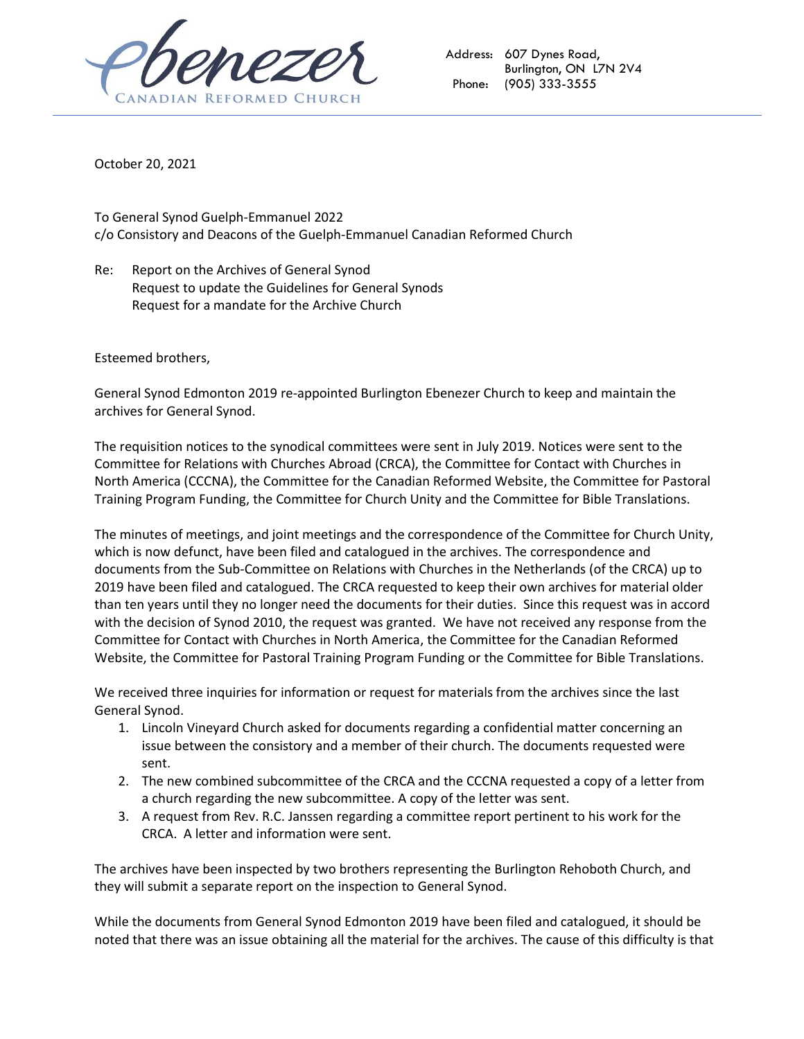Ebenezer
CANADIAN REFORMED CHURCH

Address: 607 Dynes Road, Burlington, ON L7N 2V4
Phone: (905) 333-3555

October 20, 2021

To General Synod Guelph-Emmanuel 2022
c/o Consistory and Deacons of the Guelph-Emmanuel Canadian Reformed Church

Re: Report on the Archives of General Synod
Request to update the Guidelines for General Synods
Request for a mandate for the Archive Church

Esteemed brothers,

General Synod Edmonton 2019 re-appointed Burlington Ebenezer Church to keep and maintain the archives for General Synod.

The requisition notices to the synodical committees were sent in July 2019. Notices were sent to the Committee for Relations with Churches Abroad (CRCA), the Committee for Contact with Churches in North America (CCCNA), the Committee for the Canadian Reformed Website, the Committee for Pastoral Training Program Funding, the Committee for Church Unity and the Committee for Bible Translations.

The minutes of meetings, and joint meetings and the correspondence of the Committee for Church Unity, which is now defunct, have been filed and catalogued in the archives. The correspondence and documents from the Sub-Committee on Relations with Churches in the Netherlands (of the CRCA) up to 2019 have been filed and catalogued. The CRCA requested to keep their own archives for material older than ten years until they no longer need the documents for their duties. Since this request was in accord with the decision of Synod 2010, the request was granted. We have not received any response from the Committee for Contact with Churches in North America, the Committee for the Canadian Reformed Website, the Committee for Pastoral Training Program Funding or the Committee for Bible Translations.

We received three inquiries for information or request for materials from the archives since the last General Synod.

1. Lincoln Vineyard Church asked for documents regarding a confidential matter concerning an issue between the consistory and a member of their church. The documents requested were sent.
2. The new combined subcommittee of the CRCA and the CCCNA requested a copy of a letter from a church regarding the new subcommittee. A copy of the letter was sent.
3. A request from Rev. R.C. Janssen regarding a committee report pertinent to his work for the CRCA. A letter and information were sent.

The archives have been inspected by two brothers representing the Burlington Rehoboth Church, and they will submit a separate report on the inspection to General Synod.

While the documents from General Synod Edmonton 2019 have been filed and catalogued, it should be noted that there was an issue obtaining all the material for the archives. The cause of this difficulty is that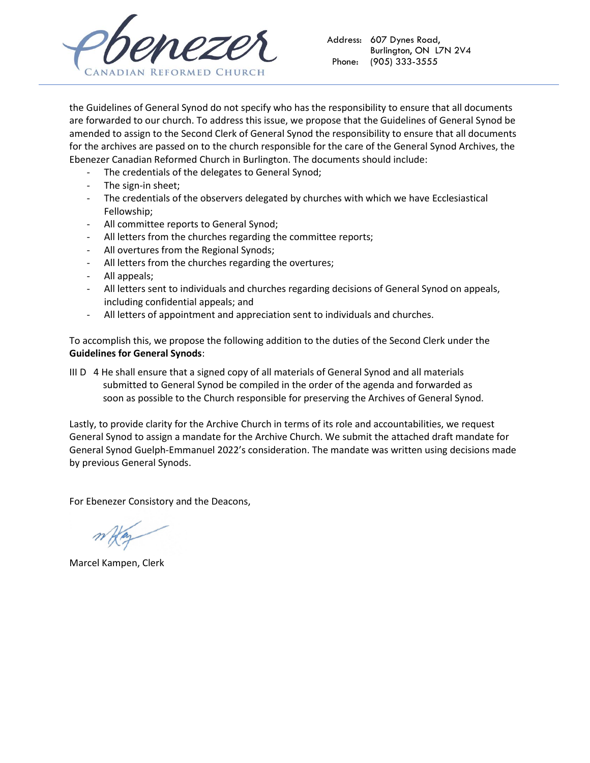the Guidelines of General Synod do not specify who has the responsibility to ensure that all documents are forwarded to our church. To address this issue, we propose that the Guidelines of General Synod be amended to assign to the Second Clerk of General Synod the responsibility to ensure that all documents for the archives are passed on to the church responsible for the care of the General Synod Archives, the Ebenezer Canadian Reformed Church in Burlington. The documents should include:

- The credentials of the delegates to General Synod;
- The sign-in sheet;
- The credentials of the observers delegated by churches with which we have Ecclesiastical Fellowship;
- All committee reports to General Synod;
- All letters from the churches regarding the committee reports;
- All overtures from the Regional Synods;
- All letters from the churches regarding the overtures;
- All appeals;
- All letters sent to individuals and churches regarding decisions of General Synod on appeals, including confidential appeals; and
- All letters of appointment and appreciation sent to individuals and churches.

To accomplish this, we propose the following addition to the duties of the Second Clerk under the **Guidelines for General Synods**:

III D 4 He shall ensure that a signed copy of all materials of General Synod and all materials submitted to General Synod be compiled in the order of the agenda and forwarded as soon as possible to the Church responsible for preserving the Archives of General Synod.

Lastly, to provide clarity for the Archive Church in terms of its role and accountabilities, we request General Synod to assign a mandate for the Archive Church. We submit the attached draft mandate for General Synod Guelph-Emmanuel 2022's consideration. The mandate was written using decisions made by previous General Synods.

For Ebenezer Consistory and the Deacons,

Marcel Kampen, Clerk